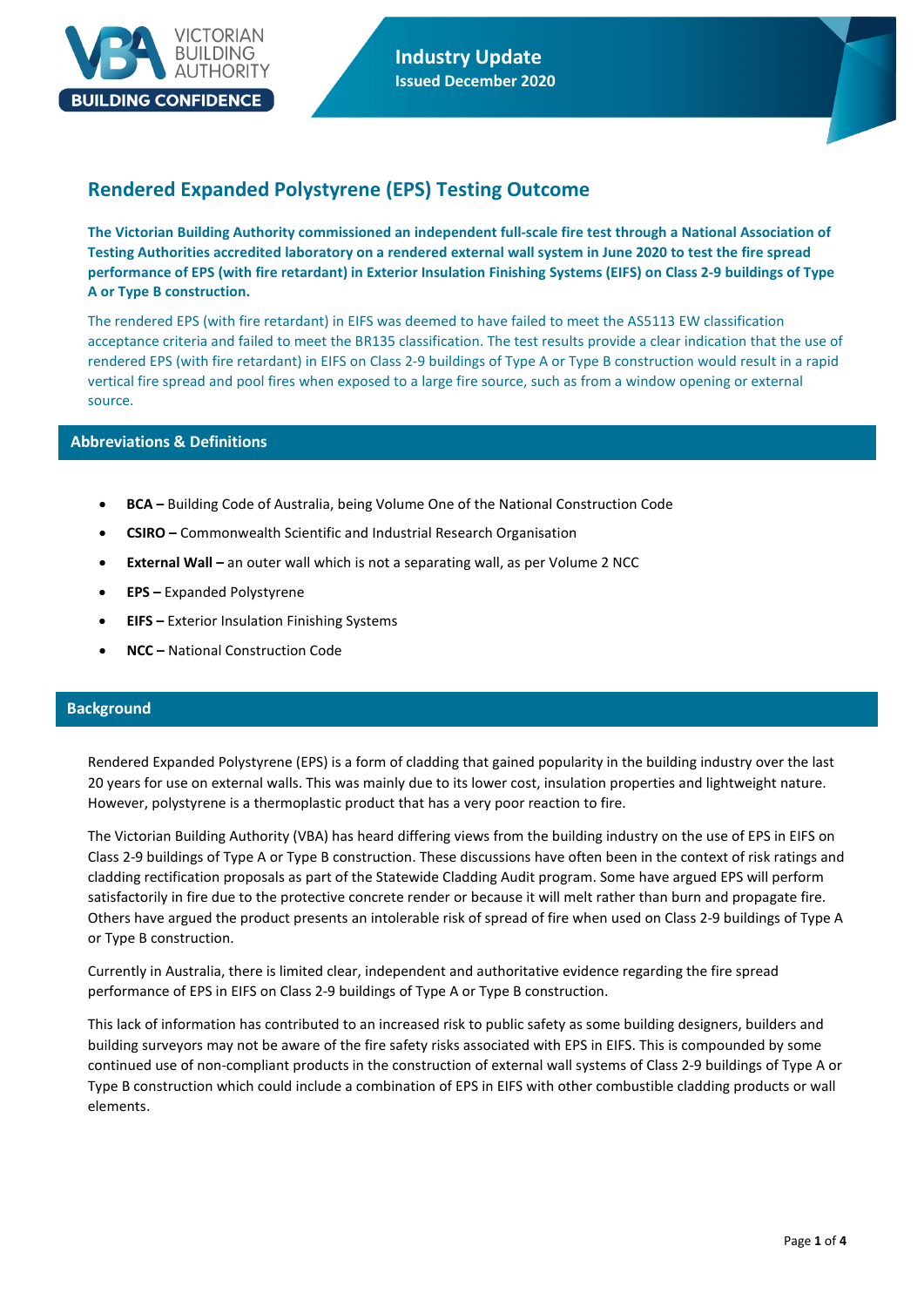# Rendered Expanded Polystyrene (EPS) Testing Outcome

**The Victorian Building Authority commissioned an independent full-scale fire test through a National Association of Testing Authorities accredited laboratory on a rendered external wall system in June 2020 to test the fire spread performance of EPS (with fire retardant) in Exterior Insulation Finishing Systems (EIFS) on Class 2-9 buildings of Type A or Type B construction.**

The rendered EPS (with fire retardant) in EIFS was deemed to have failed to meet the AS5113 EW classification acceptance criteria and failed to meet the BR135 classification. The test results provide a clear indication that the use of rendered EPS (with fire retardant) in EIFS on Class 2-9 buildings of Type A or Type B construction would result in a rapid vertical fire spread and pool fires when exposed to a large fire source, such as from a window opening or external source.

## Abbreviations & Definitions

- **BCA –** Building Code of Australia, being Volume One of the National Construction Code
- **CSIRO –** Commonwealth Scientific and Industrial Research Organisation
- **External Wall –** an outer wall which is not a separating wall, as per Volume 2 NCC
- **EPS –** Expanded Polystyrene
- **EIFS –** Exterior Insulation Finishing Systems
- **NCC –** National Construction Code

## Background

Rendered Expanded Polystyrene (EPS) is a form of cladding that gained popularity in the building industry over the last 20 years for use on external walls. This was mainly due to its lower cost, insulation properties and lightweight nature. However, polystyrene is a thermoplastic product that has a very poor reaction to fire.

The Victorian Building Authority (VBA) has heard differing views from the building industry on the use of EPS in EIFS on Class 2-9 buildings of Type A or Type B construction. These discussions have often been in the context of risk ratings and cladding rectification proposals as part of the Statewide Cladding Audit program. Some have argued EPS will perform satisfactorily in fire due to the protective concrete render or because it will melt rather than burn and propagate fire. Others have argued the product presents an intolerable risk of spread of fire when used on Class 2-9 buildings of Type A or Type B construction.

Currently in Australia, there is limited clear, independent and authoritative evidence regarding the fire spread performance of EPS in EIFS on Class 2-9 buildings of Type A or Type B construction.

This lack of information has contributed to an increased risk to public safety as some building designers, builders and building surveyors may not be aware of the fire safety risks associated with EPS in EIFS. This is compounded by some continued use of non-compliant products in the construction of external wall systems of Class 2-9 buildings of Type A or Type B construction which could include a combination of EPS in EIFS with other combustible cladding products or wall elements.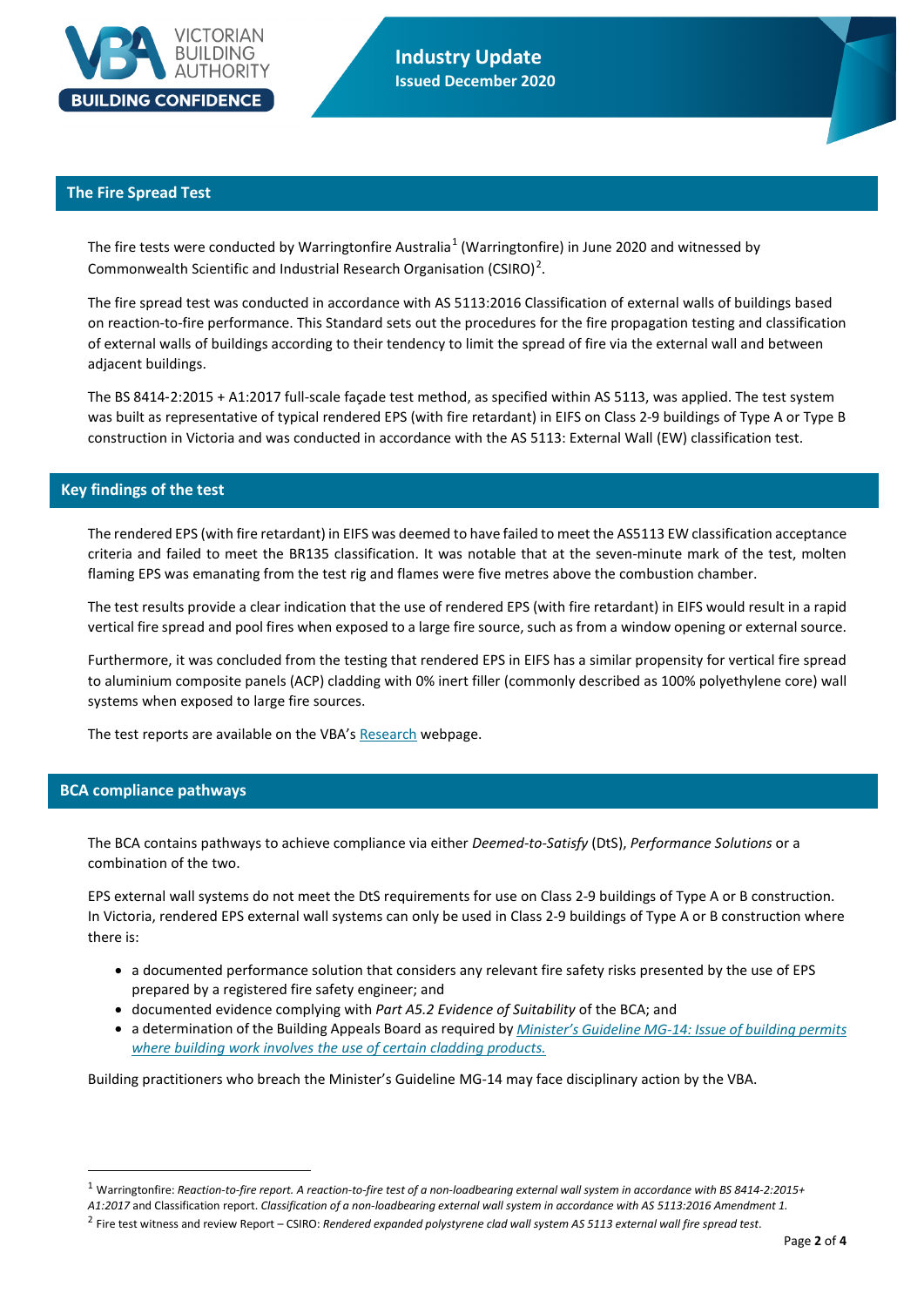## The Fire Spread Test

The fire tests were conducted by Warringtonfire Australia[1] (Warringtonfire) in June 2020 and witnessed by Commonwealth Scientific and Industrial Research Organisation (CSIRO)[2].

The fire spread test was conducted in accordance with AS 5113:2016 Classification of external walls of buildings based on reaction-to-fire performance. This Standard sets out the procedures for the fire propagation testing and classification of external walls of buildings according to their tendency to limit the spread of fire via the external wall and between adjacent buildings.

The BS 8414-2:2015 + A1:2017 full-scale façade test method, as specified within AS 5113, was applied. The test system was built as representative of typical rendered EPS (with fire retardant) in EIFS on Class 2-9 buildings of Type A or Type B construction in Victoria and was conducted in accordance with the AS 5113: External Wall (EW) classification test.

## Key findings of the test

The rendered EPS (with fire retardant) in EIFS was deemed to have failed to meet the AS5113 EW classification acceptance criteria and failed to meet the BR135 classification. It was notable that at the seven-minute mark of the test, molten flaming EPS was emanating from the test rig and flames were five metres above the combustion chamber.

The test results provide a clear indication that the use of rendered EPS (with fire retardant) in EIFS would result in a rapid vertical fire spread and pool fires when exposed to a large fire source, such as from a window opening or external source.

Furthermore, it was concluded from the testing that rendered EPS in EIFS has a similar propensity for vertical fire spread to aluminium composite panels (ACP) cladding with 0% inert filler (commonly described as 100% polyethylene core) wall systems when exposed to large fire sources.

The test reports are available on the VBA's Research webpage.

## BCA compliance pathways

The BCA contains pathways to achieve compliance via either *Deemed-to-Satisfy* (DtS), *Performance Solutions* or a combination of the two.

EPS external wall systems do not meet the DtS requirements for use on Class 2-9 buildings of Type A or B construction. In Victoria, rendered EPS external wall systems can only be used in Class 2-9 buildings of Type A or B construction where there is:

- a documented performance solution that considers any relevant fire safety risks presented by the use of EPS prepared by a registered fire safety engineer; and
- documented evidence complying with *Part A5.2 Evidence of Suitability* of the BCA; and
- a determination of the Building Appeals Board as required by *Minister's Guideline MG-14: Issue of building permits where building work involves the use of certain cladding products.*

Building practitioners who breach the Minister's Guideline MG-14 may face disciplinary action by the VBA.

---

[1] Warringtonfire: *Reaction-to-fire report. A reaction-to-fire test of a non-loadbearing external wall system in accordance with BS 8414-2:2015+ A1:2017* and Classification report. *Classification of a non-loadbearing external wall system in accordance with AS 5113:2016 Amendment 1.*

[2] Fire test witness and review Report – CSIRO: *Rendered expanded polystyrene clad wall system AS 5113 external wall fire spread test.*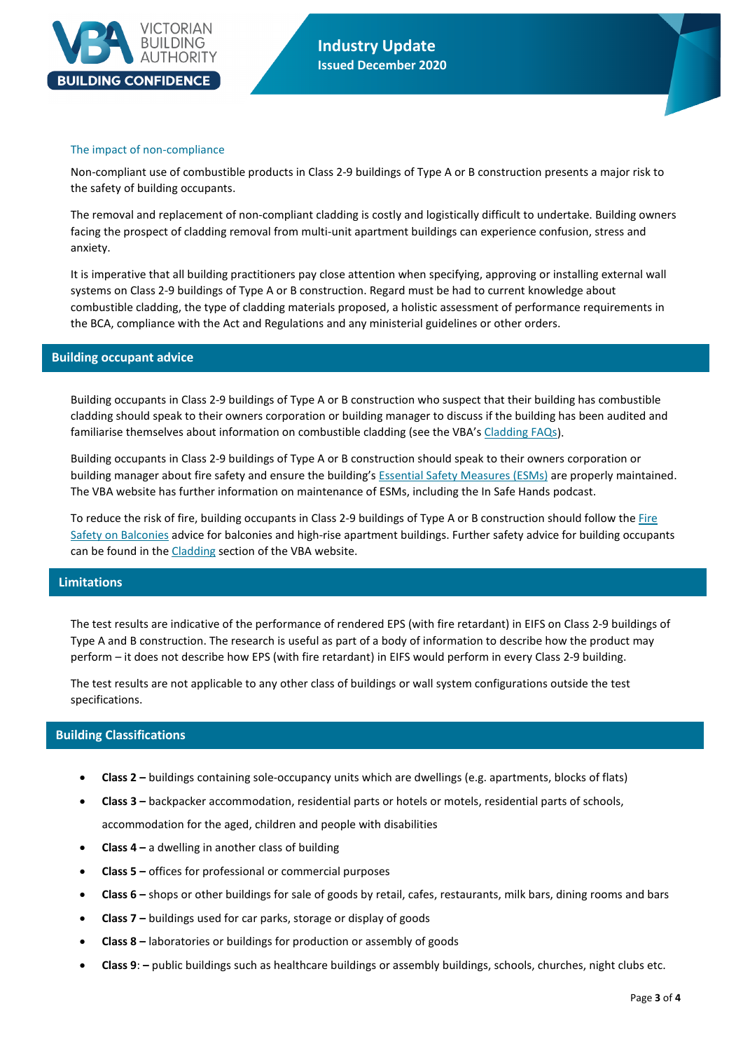### The impact of non-compliance

Non-compliant use of combustible products in Class 2-9 buildings of Type A or B construction presents a major risk to the safety of building occupants.

The removal and replacement of non-compliant cladding is costly and logistically difficult to undertake. Building owners facing the prospect of cladding removal from multi-unit apartment buildings can experience confusion, stress and anxiety.

It is imperative that all building practitioners pay close attention when specifying, approving or installing external wall systems on Class 2-9 buildings of Type A or B construction. Regard must be had to current knowledge about combustible cladding, the type of cladding materials proposed, a holistic assessment of performance requirements in the BCA, compliance with the Act and Regulations and any ministerial guidelines or other orders.

## Building occupant advice

Building occupants in Class 2-9 buildings of Type A or B construction who suspect that their building has combustible cladding should speak to their owners corporation or building manager to discuss if the building has been audited and familiarise themselves about information on combustible cladding (see the VBA's Cladding FAQs).

Building occupants in Class 2-9 buildings of Type A or B construction should speak to their owners corporation or building manager about fire safety and ensure the building's Essential Safety Measures (ESMs) are properly maintained. The VBA website has further information on maintenance of ESMs, including the In Safe Hands podcast.

To reduce the risk of fire, building occupants in Class 2-9 buildings of Type A or B construction should follow the Fire Safety on Balconies advice for balconies and high-rise apartment buildings. Further safety advice for building occupants can be found in the Cladding section of the VBA website.

## Limitations

The test results are indicative of the performance of rendered EPS (with fire retardant) in EIFS on Class 2-9 buildings of Type A and B construction. The research is useful as part of a body of information to describe how the product may perform – it does not describe how EPS (with fire retardant) in EIFS would perform in every Class 2-9 building.

The test results are not applicable to any other class of buildings or wall system configurations outside the test specifications.

## Building Classifications

- **Class 2 –** buildings containing sole-occupancy units which are dwellings (e.g. apartments, blocks of flats)
- **Class 3 –** backpacker accommodation, residential parts or hotels or motels, residential parts of schools, accommodation for the aged, children and people with disabilities
- **Class 4 –** a dwelling in another class of building
- **Class 5 –** offices for professional or commercial purposes
- **Class 6 –** shops or other buildings for sale of goods by retail, cafes, restaurants, milk bars, dining rooms and bars
- **Class 7 –** buildings used for car parks, storage or display of goods
- **Class 8 –** laboratories or buildings for production or assembly of goods
- **Class 9**: **–** public buildings such as healthcare buildings or assembly buildings, schools, churches, night clubs etc.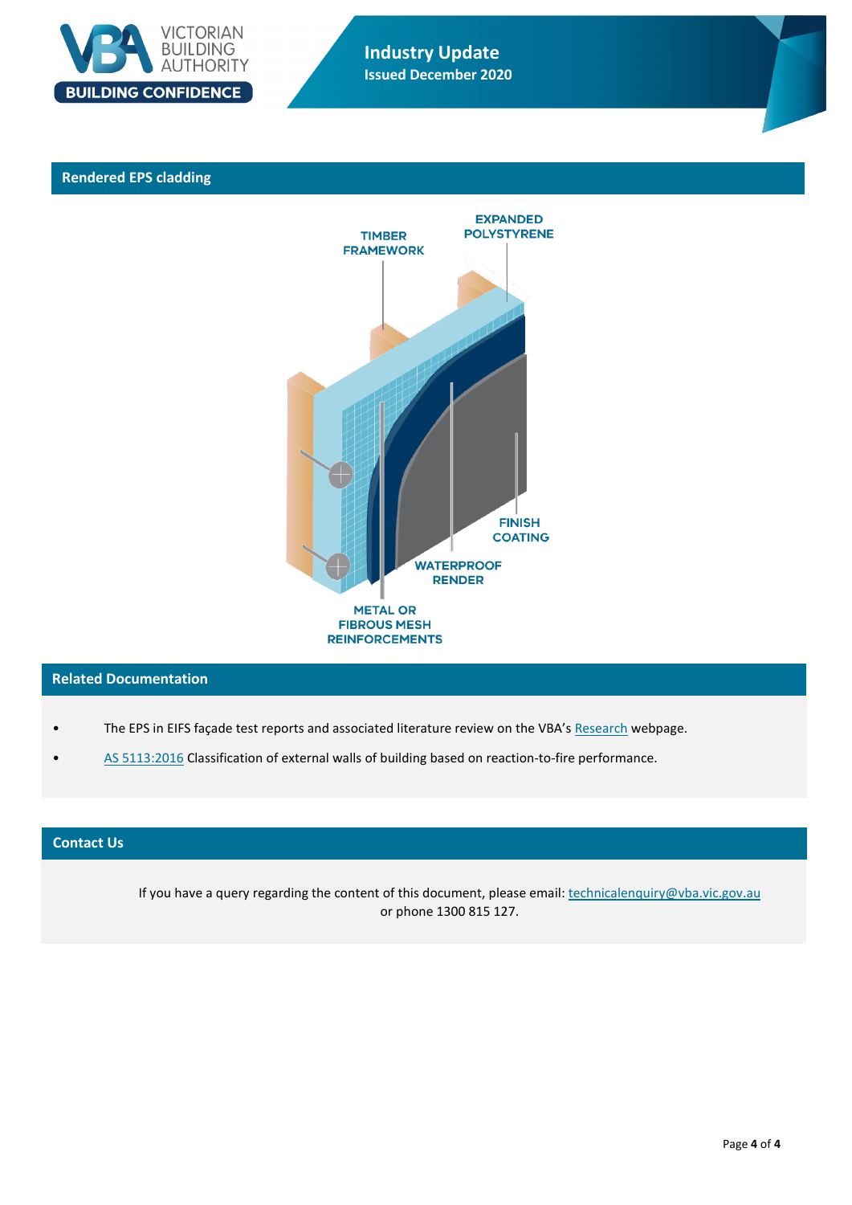## Rendered EPS cladding

TIMBER FRAMEWORK

EXPANDED POLYSTYRENE

FINISH COATING

WATERPROOF RENDER

METAL OR FIBROUS MESH REINFORCEMENTS

## Related Documentation

- The EPS in EIFS façade test reports and associated literature review on the VBA's Research webpage.
- AS 5113:2016 Classification of external walls of building based on reaction-to-fire performance.

## Contact Us

If you have a query regarding the content of this document, please email: technicalenquiry@vba.vic.gov.au or phone 1300 815 127.